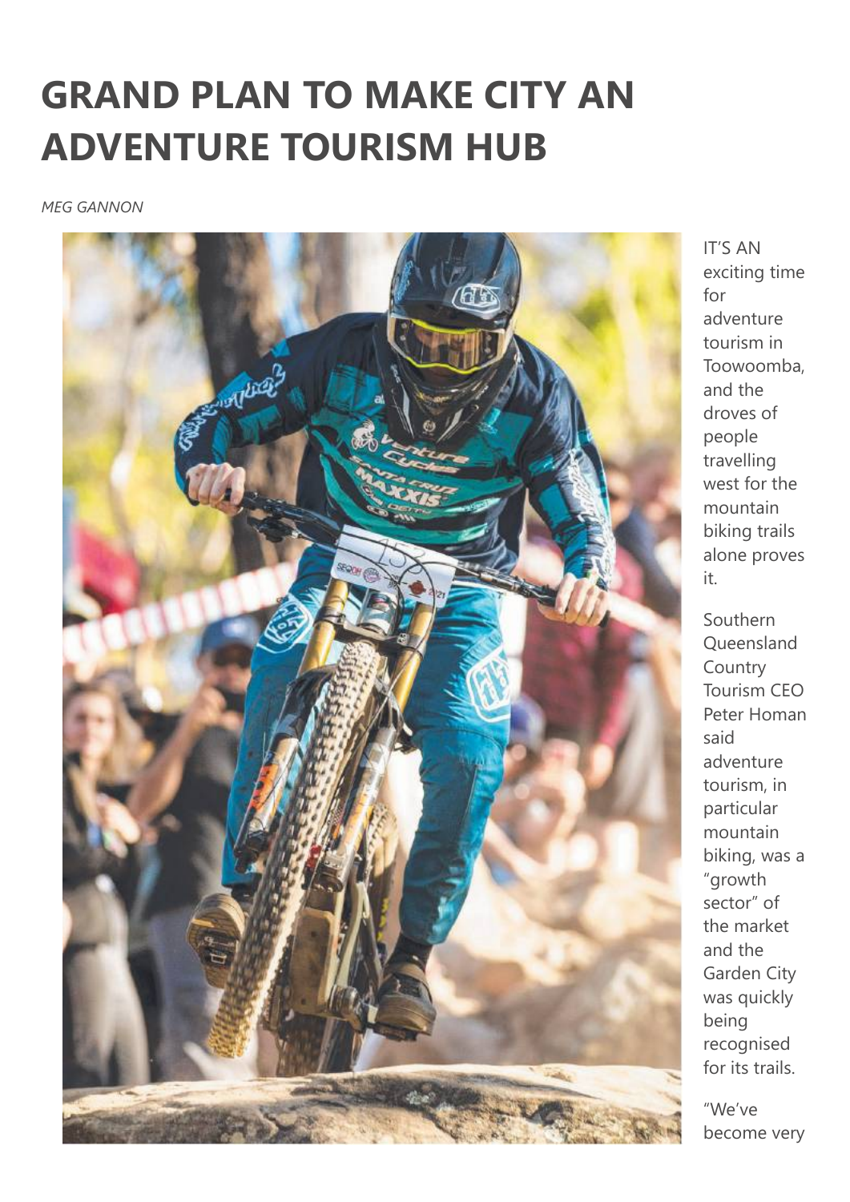# GRAND PLAN TO MAKE CITY AN ADVENTURE TOURISM HUB

*MEG GANNON*

IT'S AN exciting time for adventure tourism in Toowoomba, and the droves of people travelling west for the mountain biking trails alone proves it.

Southern Queensland Country Tourism CEO Peter Homan said adventure tourism, in particular mountain biking, was a "growth sector" of the market and the Garden City was quickly being recognised for its trails.

"We've become very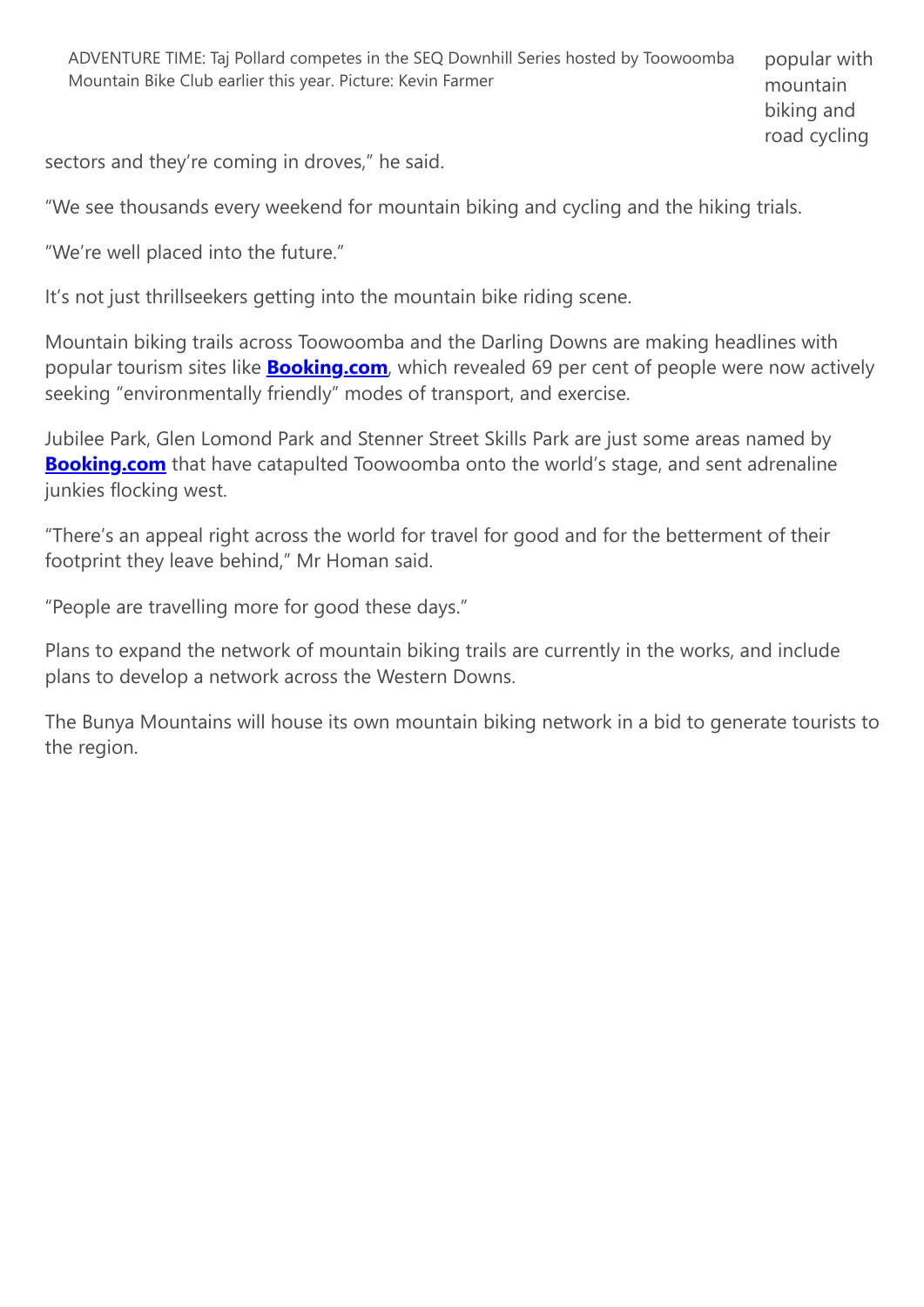ADVENTURE TIME: Taj Pollard competes in the SEQ Downhill Series hosted by Toowoomba Mountain Bike Club earlier this year. Picture: Kevin Farmer

popular with mountain biking and road cycling sectors and they're coming in droves," he said.

"We see thousands every weekend for mountain biking and cycling and the hiking trials.

"We're well placed into the future."

It's not just thrillseekers getting into the mountain bike riding scene.

Mountain biking trails across Toowoomba and the Darling Downs are making headlines with popular tourism sites like **Booking.com**, which revealed 69 per cent of people were now actively seeking "environmentally friendly" modes of transport, and exercise.

Jubilee Park, Glen Lomond Park and Stenner Street Skills Park are just some areas named by **Booking.com** that have catapulted Toowoomba onto the world's stage, and sent adrenaline junkies flocking west.

"There's an appeal right across the world for travel for good and for the betterment of their footprint they leave behind," Mr Homan said.

"People are travelling more for good these days."

Plans to expand the network of mountain biking trails are currently in the works, and include plans to develop a network across the Western Downs.

The Bunya Mountains will house its own mountain biking network in a bid to generate tourists to the region.